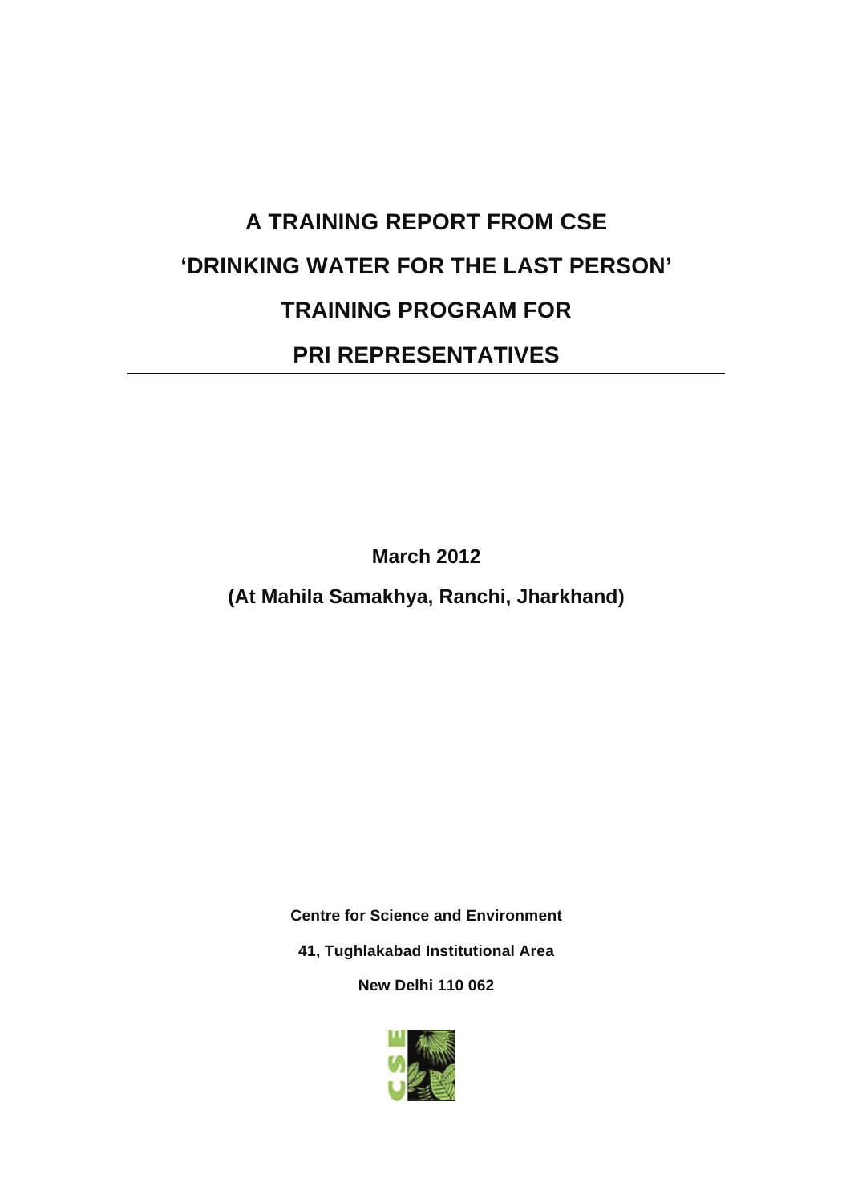# A TRAINING REPORT FROM CSE

# 'DRINKING WATER FOR THE LAST PERSON'

# TRAINING PROGRAM FOR

# PRI REPRESENTATIVES

---

**March 2012**

**(At Mahila Samakhya, Ranchi, Jharkhand)**

**Centre for Science and Environment**

**41, Tughlakabad Institutional Area**

**New Delhi 110 062**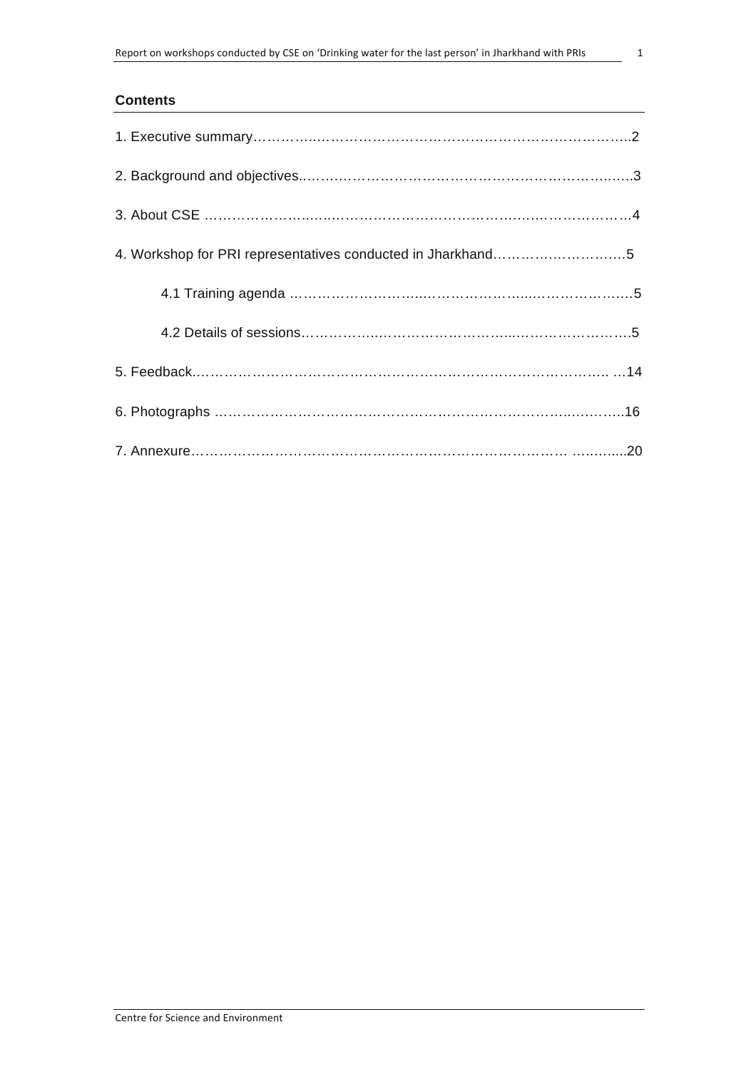**Contents**

1. Executive summary……………..………………………………………………………..2
2. Background and objectives..……………………………………………………..….3
3. About CSE ……………………..………………………………….…..……………4
4. Workshop for PRI representatives conducted in Jharkhand…………..………….5
    - 4.1 Training agenda …………………………..…………………....………………..5
    - 4.2 Details of sessions……………..…………………………...……………………5
5. Feedback………………………………………………………………………….. …14
6. Photographs ………………………………………………………………..……..16
7. Annexure…………………………………………………………………… ….…....20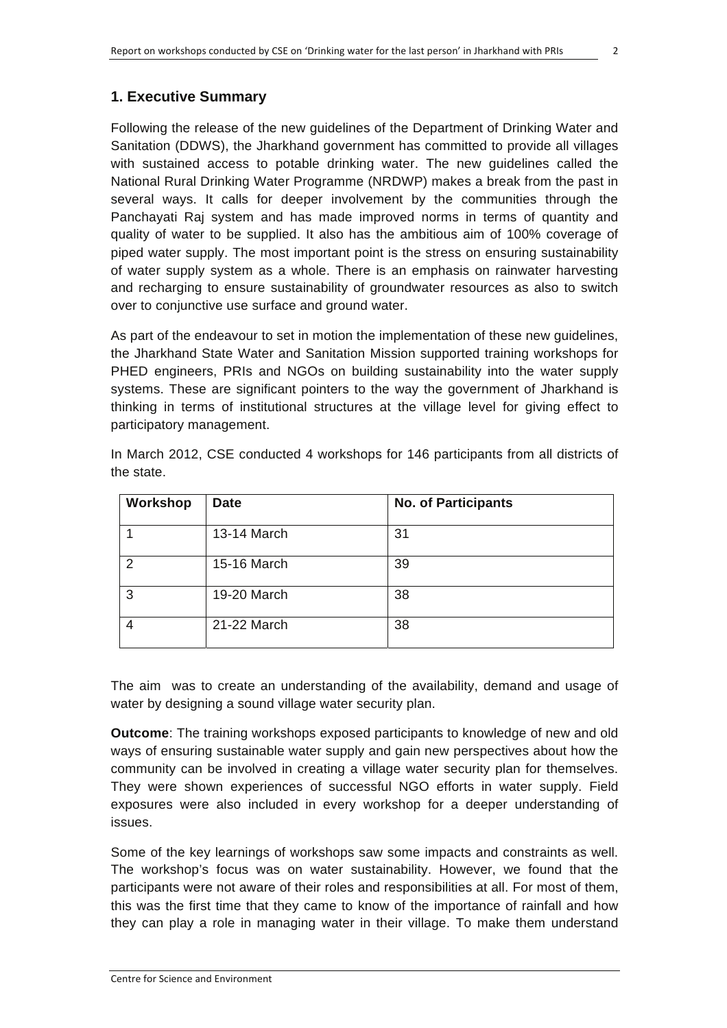## 1. Executive Summary

Following the release of the new guidelines of the Department of Drinking Water and Sanitation (DDWS), the Jharkhand government has committed to provide all villages with sustained access to potable drinking water. The new guidelines called the National Rural Drinking Water Programme (NRDWP) makes a break from the past in several ways. It calls for deeper involvement by the communities through the Panchayati Raj system and has made improved norms in terms of quantity and quality of water to be supplied. It also has the ambitious aim of 100% coverage of piped water supply. The most important point is the stress on ensuring sustainability of water supply system as a whole. There is an emphasis on rainwater harvesting and recharging to ensure sustainability of groundwater resources as also to switch over to conjunctive use surface and ground water.

As part of the endeavour to set in motion the implementation of these new guidelines, the Jharkhand State Water and Sanitation Mission supported training workshops for PHED engineers, PRIs and NGOs on building sustainability into the water supply systems. These are significant pointers to the way the government of Jharkhand is thinking in terms of institutional structures at the village level for giving effect to participatory management.

In March 2012, CSE conducted 4 workshops for 146 participants from all districts of the state.

| Workshop | Date | No. of Participants |
|---|---|---|
| 1 | 13-14 March | 31 |
| 2 | 15-16 March | 39 |
| 3 | 19-20 March | 38 |
| 4 | 21-22 March | 38 |

The aim was to create an understanding of the availability, demand and usage of water by designing a sound village water security plan.

**Outcome**: The training workshops exposed participants to knowledge of new and old ways of ensuring sustainable water supply and gain new perspectives about how the community can be involved in creating a village water security plan for themselves. They were shown experiences of successful NGO efforts in water supply. Field exposures were also included in every workshop for a deeper understanding of issues.

Some of the key learnings of workshops saw some impacts and constraints as well. The workshop's focus was on water sustainability. However, we found that the participants were not aware of their roles and responsibilities at all. For most of them, this was the first time that they came to know of the importance of rainfall and how they can play a role in managing water in their village. To make them understand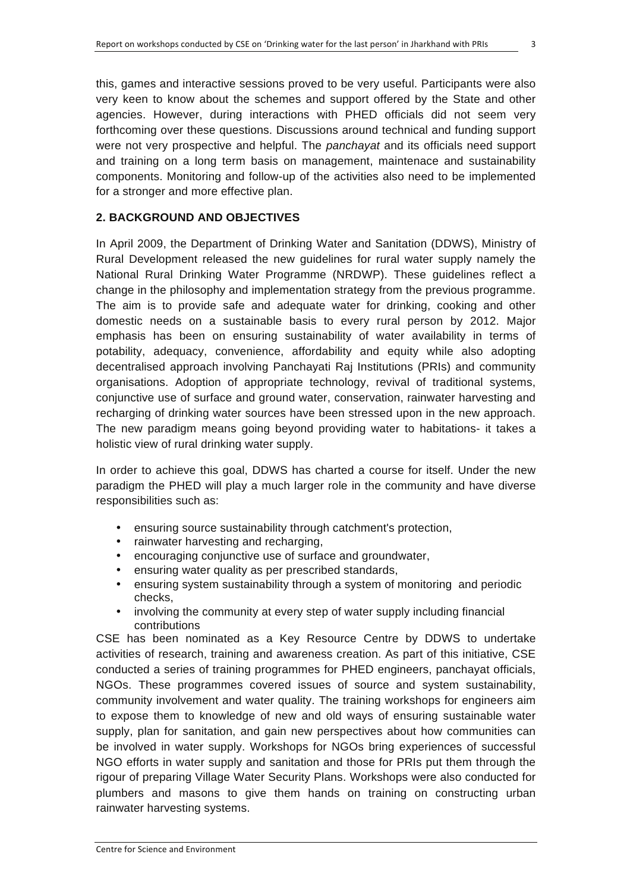this, games and interactive sessions proved to be very useful. Participants were also very keen to know about the schemes and support offered by the State and other agencies. However, during interactions with PHED officials did not seem very forthcoming over these questions. Discussions around technical and funding support were not very prospective and helpful. The *panchayat* and its officials need support and training on a long term basis on management, maintenace and sustainability components. Monitoring and follow-up of the activities also need to be implemented for a stronger and more effective plan.

## 2. BACKGROUND AND OBJECTIVES

In April 2009, the Department of Drinking Water and Sanitation (DDWS), Ministry of Rural Development released the new guidelines for rural water supply namely the National Rural Drinking Water Programme (NRDWP). These guidelines reflect a change in the philosophy and implementation strategy from the previous programme. The aim is to provide safe and adequate water for drinking, cooking and other domestic needs on a sustainable basis to every rural person by 2012. Major emphasis has been on ensuring sustainability of water availability in terms of potability, adequacy, convenience, affordability and equity while also adopting decentralised approach involving Panchayati Raj Institutions (PRIs) and community organisations. Adoption of appropriate technology, revival of traditional systems, conjunctive use of surface and ground water, conservation, rainwater harvesting and recharging of drinking water sources have been stressed upon in the new approach. The new paradigm means going beyond providing water to habitations- it takes a holistic view of rural drinking water supply.

In order to achieve this goal, DDWS has charted a course for itself. Under the new paradigm the PHED will play a much larger role in the community and have diverse responsibilities such as:

- ensuring source sustainability through catchment's protection,
- rainwater harvesting and recharging,
- encouraging conjunctive use of surface and groundwater,
- ensuring water quality as per prescribed standards,
- ensuring system sustainability through a system of monitoring and periodic checks,
- involving the community at every step of water supply including financial contributions

CSE has been nominated as a Key Resource Centre by DDWS to undertake activities of research, training and awareness creation. As part of this initiative, CSE conducted a series of training programmes for PHED engineers, panchayat officials, NGOs. These programmes covered issues of source and system sustainability, community involvement and water quality. The training workshops for engineers aim to expose them to knowledge of new and old ways of ensuring sustainable water supply, plan for sanitation, and gain new perspectives about how communities can be involved in water supply. Workshops for NGOs bring experiences of successful NGO efforts in water supply and sanitation and those for PRIs put them through the rigour of preparing Village Water Security Plans. Workshops were also conducted for plumbers and masons to give them hands on training on constructing urban rainwater harvesting systems.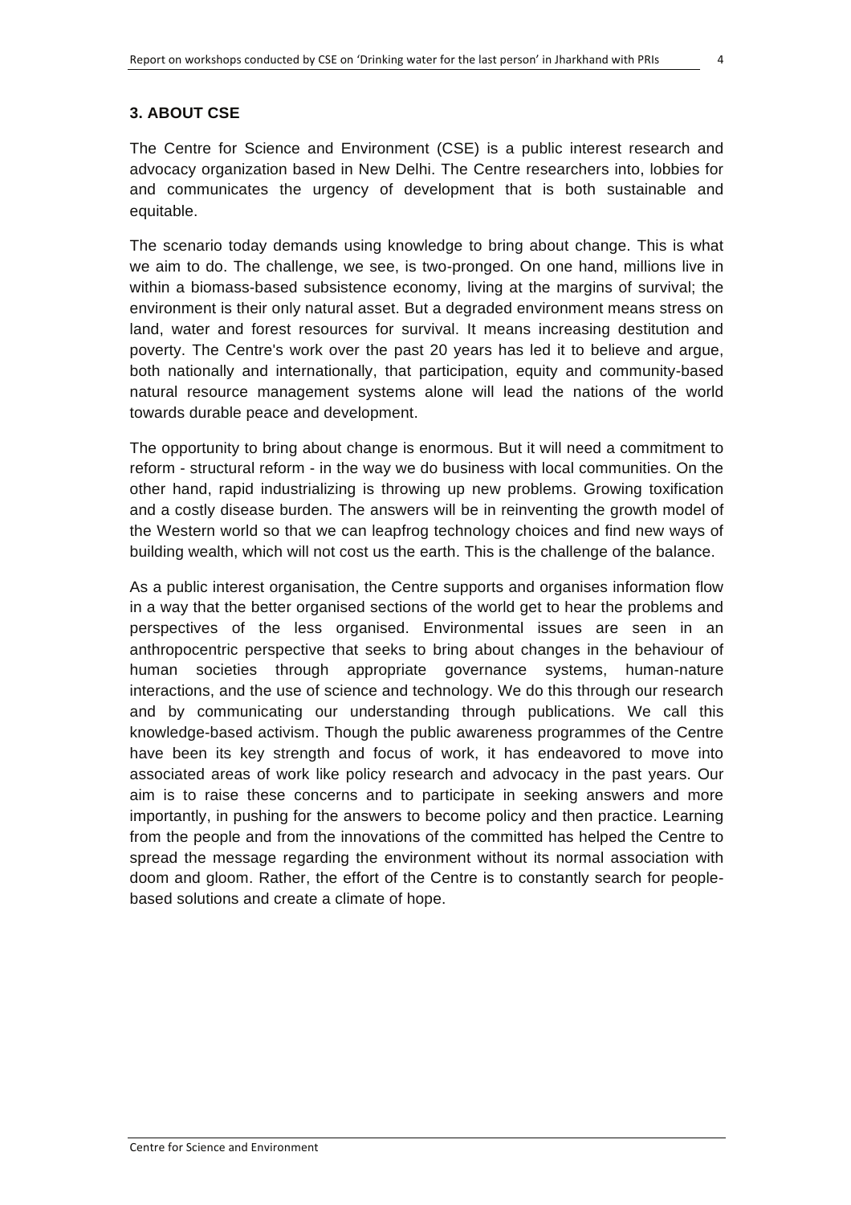## 3. ABOUT CSE

The Centre for Science and Environment (CSE) is a public interest research and advocacy organization based in New Delhi. The Centre researchers into, lobbies for and communicates the urgency of development that is both sustainable and equitable.

The scenario today demands using knowledge to bring about change. This is what we aim to do. The challenge, we see, is two-pronged. On one hand, millions live in within a biomass-based subsistence economy, living at the margins of survival; the environment is their only natural asset. But a degraded environment means stress on land, water and forest resources for survival. It means increasing destitution and poverty. The Centre's work over the past 20 years has led it to believe and argue, both nationally and internationally, that participation, equity and community-based natural resource management systems alone will lead the nations of the world towards durable peace and development.

The opportunity to bring about change is enormous. But it will need a commitment to reform - structural reform - in the way we do business with local communities. On the other hand, rapid industrializing is throwing up new problems. Growing toxification and a costly disease burden. The answers will be in reinventing the growth model of the Western world so that we can leapfrog technology choices and find new ways of building wealth, which will not cost us the earth. This is the challenge of the balance.

As a public interest organisation, the Centre supports and organises information flow in a way that the better organised sections of the world get to hear the problems and perspectives of the less organised. Environmental issues are seen in an anthropocentric perspective that seeks to bring about changes in the behaviour of human societies through appropriate governance systems, human-nature interactions, and the use of science and technology. We do this through our research and by communicating our understanding through publications. We call this knowledge-based activism. Though the public awareness programmes of the Centre have been its key strength and focus of work, it has endeavored to move into associated areas of work like policy research and advocacy in the past years. Our aim is to raise these concerns and to participate in seeking answers and more importantly, in pushing for the answers to become policy and then practice. Learning from the people and from the innovations of the committed has helped the Centre to spread the message regarding the environment without its normal association with doom and gloom. Rather, the effort of the Centre is to constantly search for people-based solutions and create a climate of hope.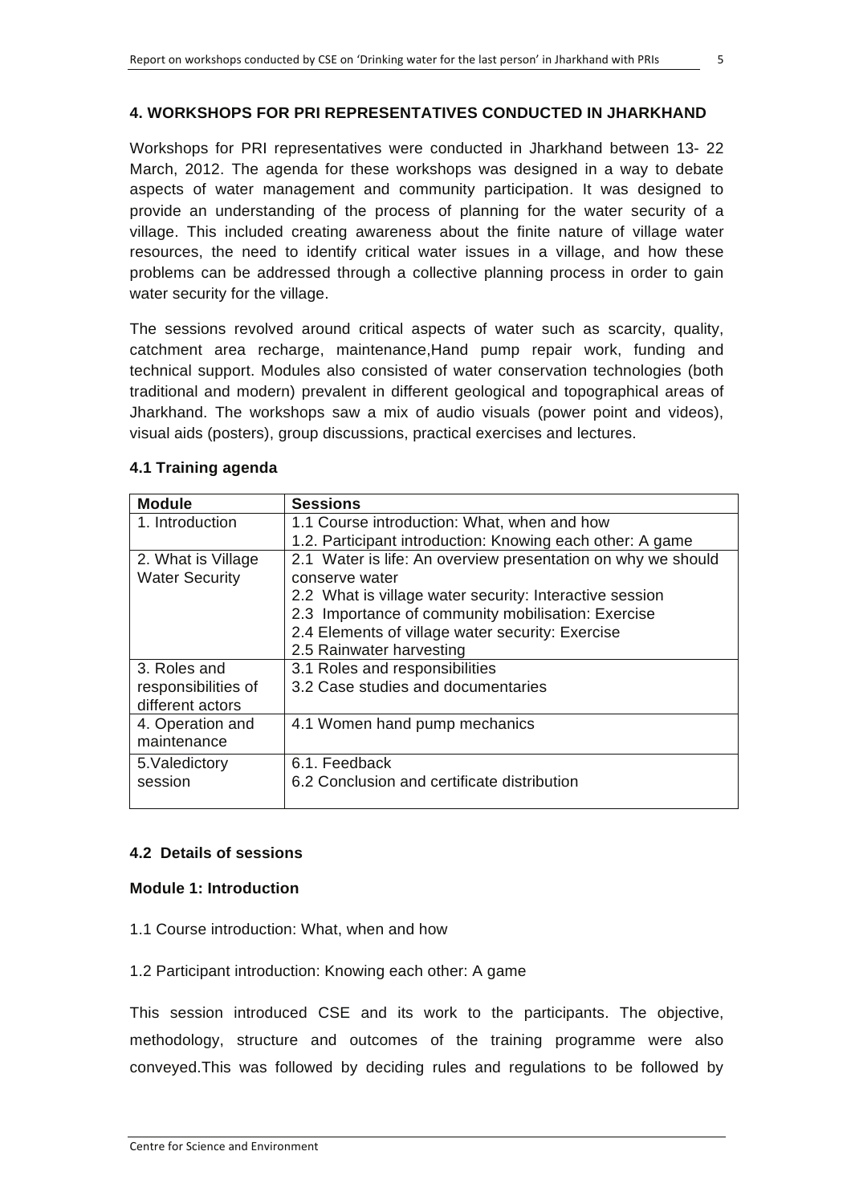## 4. WORKSHOPS FOR PRI REPRESENTATIVES CONDUCTED IN JHARKHAND

Workshops for PRI representatives were conducted in Jharkhand between 13- 22 March, 2012. The agenda for these workshops was designed in a way to debate aspects of water management and community participation. It was designed to provide an understanding of the process of planning for the water security of a village. This included creating awareness about the finite nature of village water resources, the need to identify critical water issues in a village, and how these problems can be addressed through a collective planning process in order to gain water security for the village.

The sessions revolved around critical aspects of water such as scarcity, quality, catchment area recharge, maintenance,Hand pump repair work, funding and technical support. Modules also consisted of water conservation technologies (both traditional and modern) prevalent in different geological and topographical areas of Jharkhand. The workshops saw a mix of audio visuals (power point and videos), visual aids (posters), group discussions, practical exercises and lectures.

### 4.1 Training agenda

| Module | Sessions |
|---|---|
| 1. Introduction | 1.1 Course introduction: What, when and how<br>1.2. Participant introduction: Knowing each other: A game |
| 2. What is Village Water Security | 2.1 Water is life: An overview presentation on why we should conserve water<br>2.2 What is village water security: Interactive session<br>2.3 Importance of community mobilisation: Exercise<br>2.4 Elements of village water security: Exercise<br>2.5 Rainwater harvesting |
| 3. Roles and responsibilities of different actors | 3.1 Roles and responsibilities<br>3.2 Case studies and documentaries |
| 4. Operation and maintenance | 4.1 Women hand pump mechanics |
| 5.Valedictory session | 6.1. Feedback<br>6.2 Conclusion and certificate distribution |

### 4.2 Details of sessions

**Module 1: Introduction**

1.1 Course introduction: What, when and how

1.2 Participant introduction: Knowing each other: A game

This session introduced CSE and its work to the participants. The objective, methodology, structure and outcomes of the training programme were also conveyed.This was followed by deciding rules and regulations to be followed by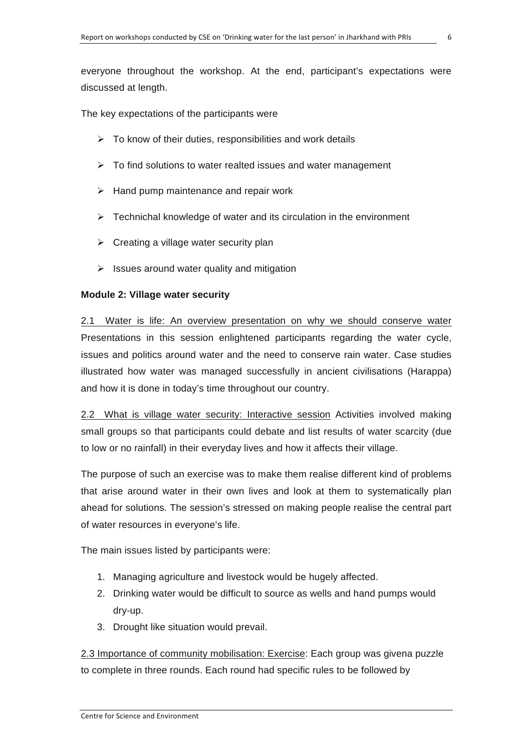everyone throughout the workshop. At the end, participant's expectations were discussed at length.

The key expectations of the participants were

- To know of their duties, responsibilities and work details
- To find solutions to water realted issues and water management
- Hand pump maintenance and repair work
- Technichal knowledge of water and its circulation in the environment
- Creating a village water security plan
- Issues around water quality and mitigation

**Module 2: Village water security**

<u>2.1 Water is life: An overview presentation on why we should conserve water</u> Presentations in this session enlightened participants regarding the water cycle, issues and politics around water and the need to conserve rain water. Case studies illustrated how water was managed successfully in ancient civilisations (Harappa) and how it is done in today's time throughout our country.

<u>2.2 What is village water security: Interactive session</u> Activities involved making small groups so that participants could debate and list results of water scarcity (due to low or no rainfall) in their everyday lives and how it affects their village.

The purpose of such an exercise was to make them realise different kind of problems that arise around water in their own lives and look at them to systematically plan ahead for solutions. The session's stressed on making people realise the central part of water resources in everyone's life.

The main issues listed by participants were:

1. Managing agriculture and livestock would be hugely affected.
2. Drinking water would be difficult to source as wells and hand pumps would dry-up.
3. Drought like situation would prevail.

<u>2.3 Importance of community mobilisation: Exercise</u>: Each group was givena puzzle to complete in three rounds. Each round had specific rules to be followed by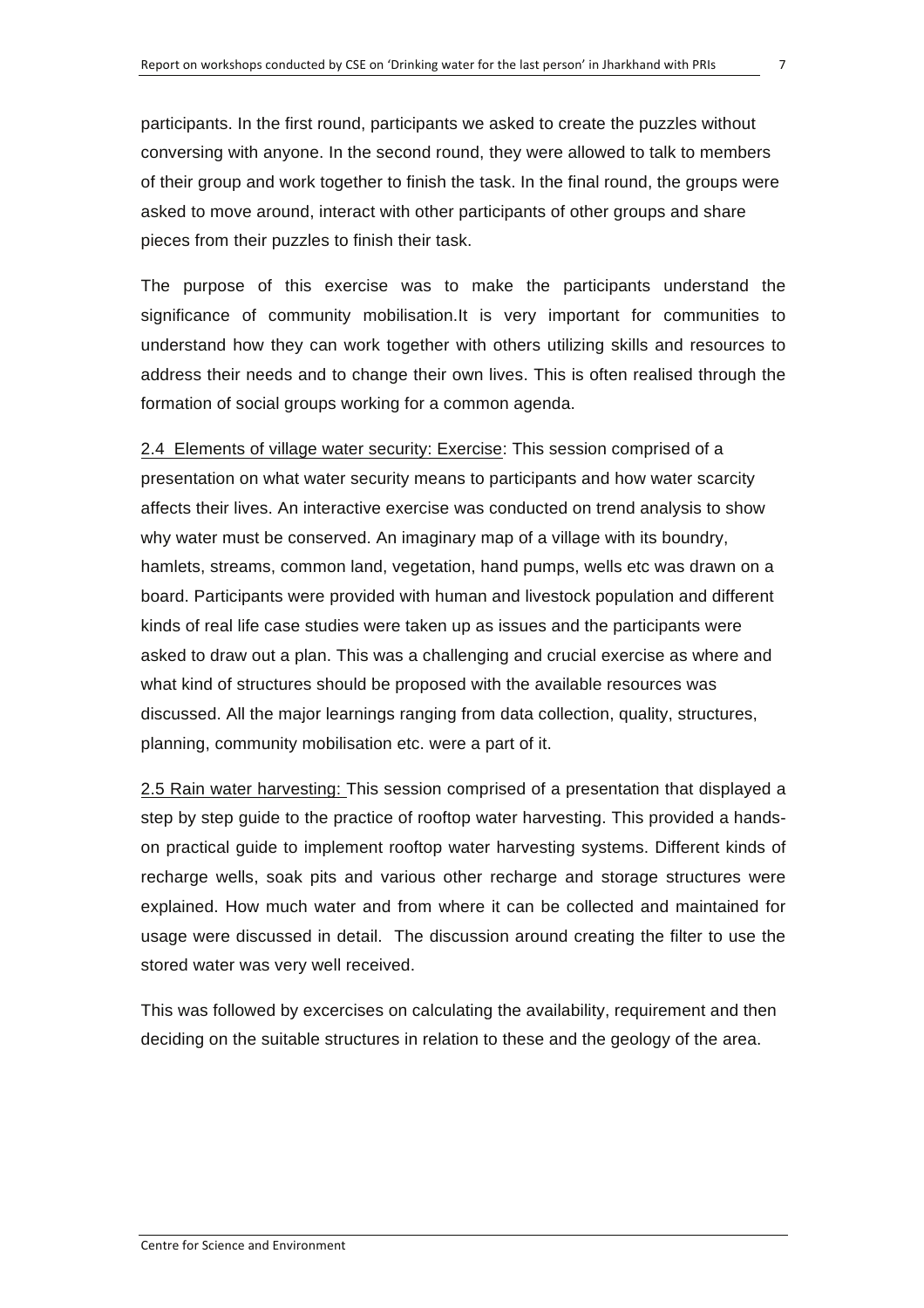participants. In the first round, participants we asked to create the puzzles without conversing with anyone. In the second round, they were allowed to talk to members of their group and work together to finish the task. In the final round, the groups were asked to move around, interact with other participants of other groups and share pieces from their puzzles to finish their task.

The purpose of this exercise was to make the participants understand the significance of community mobilisation.It is very important for communities to understand how they can work together with others utilizing skills and resources to address their needs and to change their own lives. This is often realised through the formation of social groups working for a common agenda.

2.4 Elements of village water security: Exercise: This session comprised of a presentation on what water security means to participants and how water scarcity affects their lives. An interactive exercise was conducted on trend analysis to show why water must be conserved. An imaginary map of a village with its boundry, hamlets, streams, common land, vegetation, hand pumps, wells etc was drawn on a board. Participants were provided with human and livestock population and different kinds of real life case studies were taken up as issues and the participants were asked to draw out a plan. This was a challenging and crucial exercise as where and what kind of structures should be proposed with the available resources was discussed. All the major learnings ranging from data collection, quality, structures, planning, community mobilisation etc. were a part of it.

2.5 Rain water harvesting: This session comprised of a presentation that displayed a step by step guide to the practice of rooftop water harvesting. This provided a hands-on practical guide to implement rooftop water harvesting systems. Different kinds of recharge wells, soak pits and various other recharge and storage structures were explained. How much water and from where it can be collected and maintained for usage were discussed in detail. The discussion around creating the filter to use the stored water was very well received.

This was followed by excercises on calculating the availability, requirement and then deciding on the suitable structures in relation to these and the geology of the area.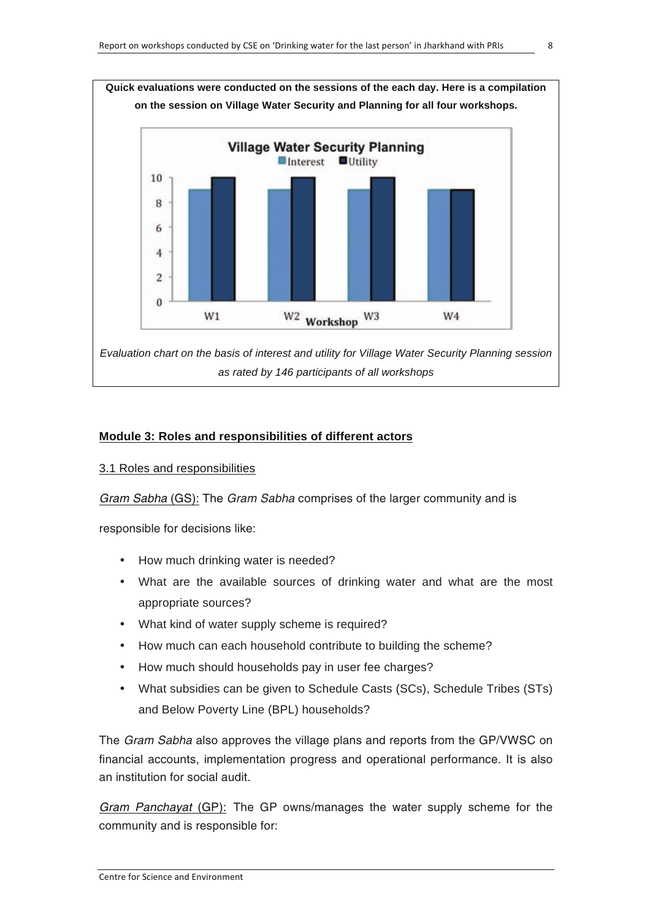**Quick evaluations were conducted on the sessions of the each day. Here is a compilation on the session on Village Water Security and Planning for all four workshops.**

*Evaluation chart on the basis of interest and utility for Village Water Security Planning session as rated by 146 participants of all workshops*

**Module 3: Roles and responsibilities of different actors**

3.1 Roles and responsibilities

*Gram Sabha* (GS): The *Gram Sabha* comprises of the larger community and is responsible for decisions like:

- How much drinking water is needed?
- What are the available sources of drinking water and what are the most appropriate sources?
- What kind of water supply scheme is required?
- How much can each household contribute to building the scheme?
- How much should households pay in user fee charges?
- What subsidies can be given to Schedule Casts (SCs), Schedule Tribes (STs) and Below Poverty Line (BPL) households?

The *Gram Sabha* also approves the village plans and reports from the GP/VWSC on financial accounts, implementation progress and operational performance. It is also an institution for social audit.

*Gram Panchayat* (GP): The GP owns/manages the water supply scheme for the community and is responsible for: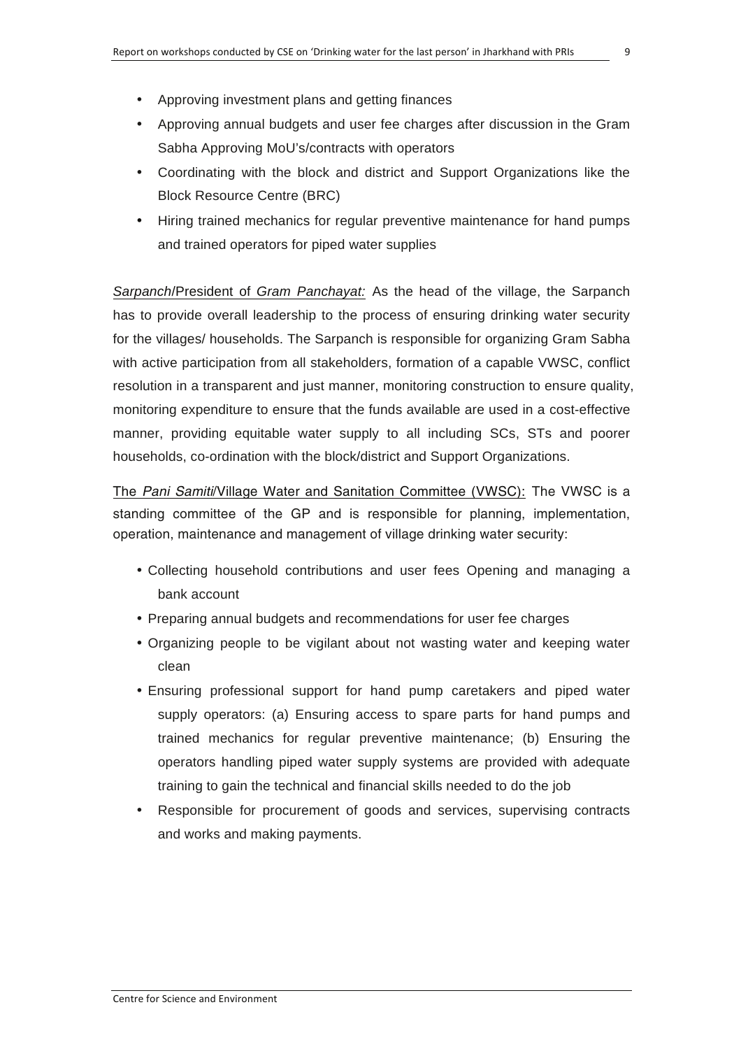- Approving investment plans and getting finances
- Approving annual budgets and user fee charges after discussion in the Gram Sabha Approving MoU's/contracts with operators
- Coordinating with the block and district and Support Organizations like the Block Resource Centre (BRC)
- Hiring trained mechanics for regular preventive maintenance for hand pumps and trained operators for piped water supplies

*Sarpanch*/President of *Gram Panchayat:* As the head of the village, the Sarpanch has to provide overall leadership to the process of ensuring drinking water security for the villages/ households. The Sarpanch is responsible for organizing Gram Sabha with active participation from all stakeholders, formation of a capable VWSC, conflict resolution in a transparent and just manner, monitoring construction to ensure quality, monitoring expenditure to ensure that the funds available are used in a cost-effective manner, providing equitable water supply to all including SCs, STs and poorer households, co-ordination with the block/district and Support Organizations.

The *Pani Samiti*/Village Water and Sanitation Committee (VWSC): The VWSC is a standing committee of the GP and is responsible for planning, implementation, operation, maintenance and management of village drinking water security:

- Collecting household contributions and user fees Opening and managing a bank account
- Preparing annual budgets and recommendations for user fee charges
- Organizing people to be vigilant about not wasting water and keeping water clean
- Ensuring professional support for hand pump caretakers and piped water supply operators: (a) Ensuring access to spare parts for hand pumps and trained mechanics for regular preventive maintenance; (b) Ensuring the operators handling piped water supply systems are provided with adequate training to gain the technical and financial skills needed to do the job
- Responsible for procurement of goods and services, supervising contracts and works and making payments.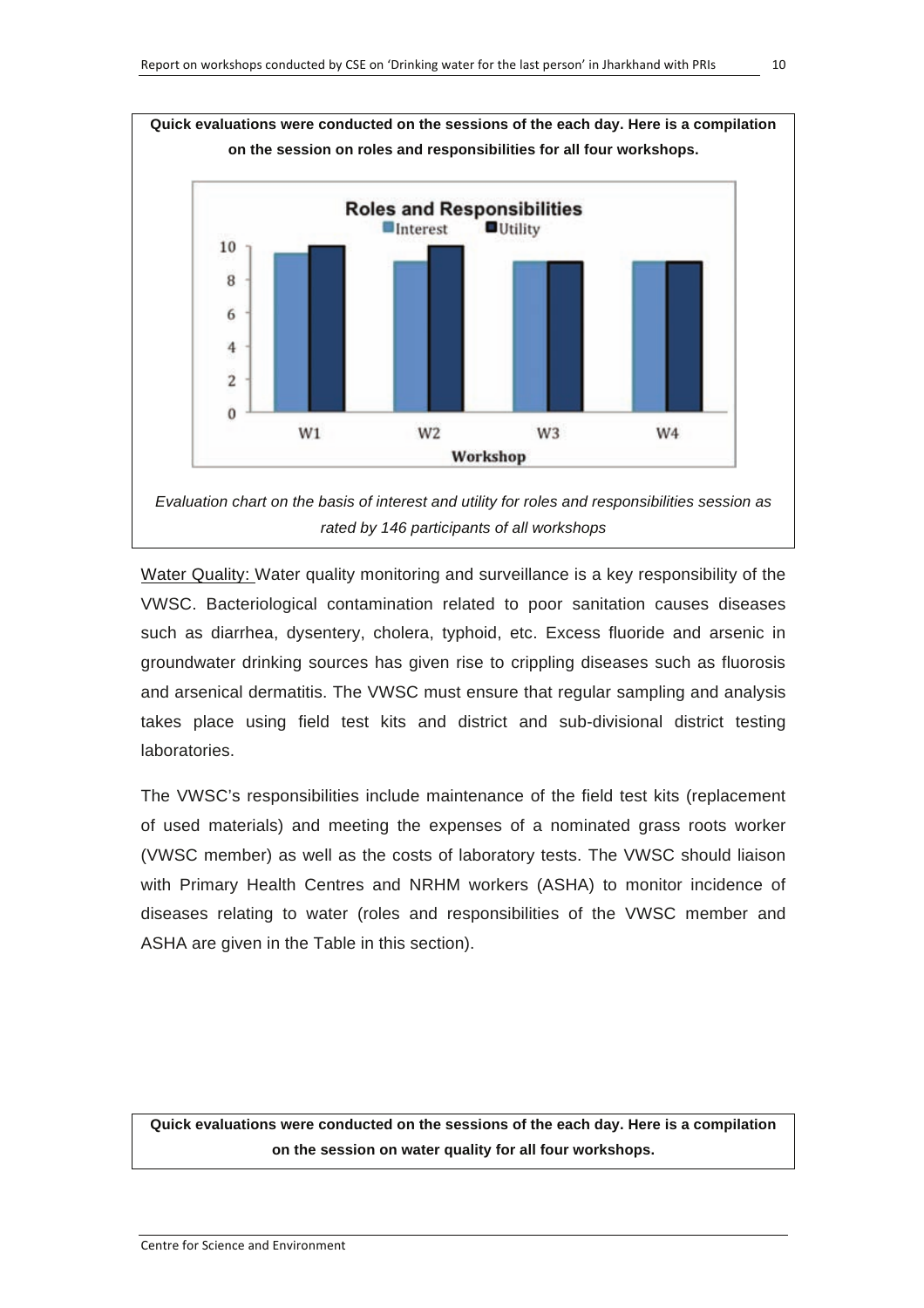**Quick evaluations were conducted on the sessions of the each day. Here is a compilation on the session on roles and responsibilities for all four workshops.**

*Evaluation chart on the basis of interest and utility for roles and responsibilities session as rated by 146 participants of all workshops*

Water Quality: Water quality monitoring and surveillance is a key responsibility of the VWSC. Bacteriological contamination related to poor sanitation causes diseases such as diarrhea, dysentery, cholera, typhoid, etc. Excess fluoride and arsenic in groundwater drinking sources has given rise to crippling diseases such as fluorosis and arsenical dermatitis. The VWSC must ensure that regular sampling and analysis takes place using field test kits and district and sub-divisional district testing laboratories.

The VWSC's responsibilities include maintenance of the field test kits (replacement of used materials) and meeting the expenses of a nominated grass roots worker (VWSC member) as well as the costs of laboratory tests. The VWSC should liaison with Primary Health Centres and NRHM workers (ASHA) to monitor incidence of diseases relating to water (roles and responsibilities of the VWSC member and ASHA are given in the Table in this section).

**Quick evaluations were conducted on the sessions of the each day. Here is a compilation on the session on water quality for all four workshops.**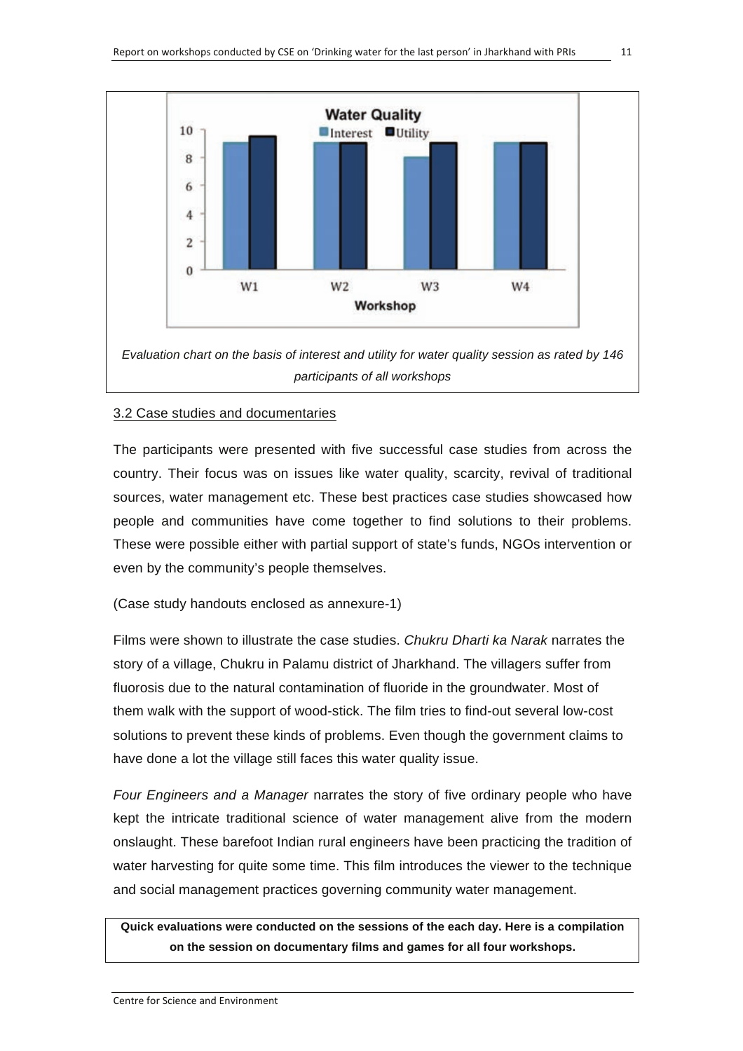Evaluation chart on the basis of interest and utility for water quality session as rated by 146 participants of all workshops

### 3.2 Case studies and documentaries

The participants were presented with five successful case studies from across the country. Their focus was on issues like water quality, scarcity, revival of traditional sources, water management etc. These best practices case studies showcased how people and communities have come together to find solutions to their problems. These were possible either with partial support of state's funds, NGOs intervention or even by the community's people themselves.

(Case study handouts enclosed as annexure-1)

Films were shown to illustrate the case studies. *Chukru Dharti ka Narak* narrates the story of a village, Chukru in Palamu district of Jharkhand. The villagers suffer from fluorosis due to the natural contamination of fluoride in the groundwater. Most of them walk with the support of wood-stick. The film tries to find-out several low-cost solutions to prevent these kinds of problems. Even though the government claims to have done a lot the village still faces this water quality issue.

*Four Engineers and a Manager* narrates the story of five ordinary people who have kept the intricate traditional science of water management alive from the modern onslaught. These barefoot Indian rural engineers have been practicing the tradition of water harvesting for quite some time. This film introduces the viewer to the technique and social management practices governing community water management.

**Quick evaluations were conducted on the sessions of the each day. Here is a compilation on the session on documentary films and games for all four workshops.**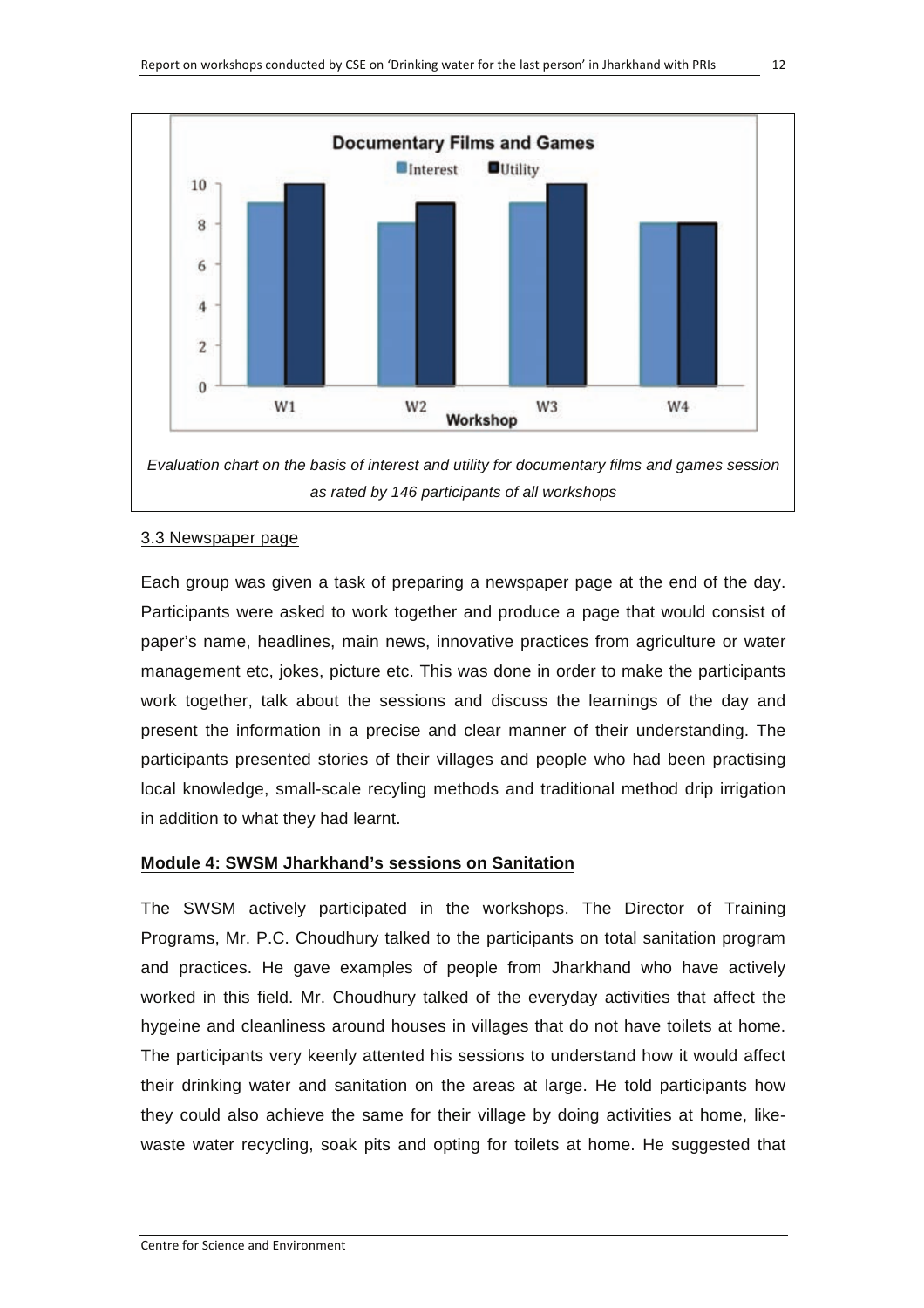Evaluation chart on the basis of interest and utility for documentary films and games session as rated by 146 participants of all workshops

### 3.3 Newspaper page

Each group was given a task of preparing a newspaper page at the end of the day. Participants were asked to work together and produce a page that would consist of paper's name, headlines, main news, innovative practices from agriculture or water management etc, jokes, picture etc. This was done in order to make the participants work together, talk about the sessions and discuss the learnings of the day and present the information in a precise and clear manner of their understanding. The participants presented stories of their villages and people who had been practising local knowledge, small-scale recyling methods and traditional method drip irrigation in addition to what they had learnt.

## Module 4: SWSM Jharkhand's sessions on Sanitation

The SWSM actively participated in the workshops. The Director of Training Programs, Mr. P.C. Choudhury talked to the participants on total sanitation program and practices. He gave examples of people from Jharkhand who have actively worked in this field. Mr. Choudhury talked of the everyday activities that affect the hygeine and cleanliness around houses in villages that do not have toilets at home. The participants very keenly attented his sessions to understand how it would affect their drinking water and sanitation on the areas at large. He told participants how they could also achieve the same for their village by doing activities at home, like- waste water recycling, soak pits and opting for toilets at home. He suggested that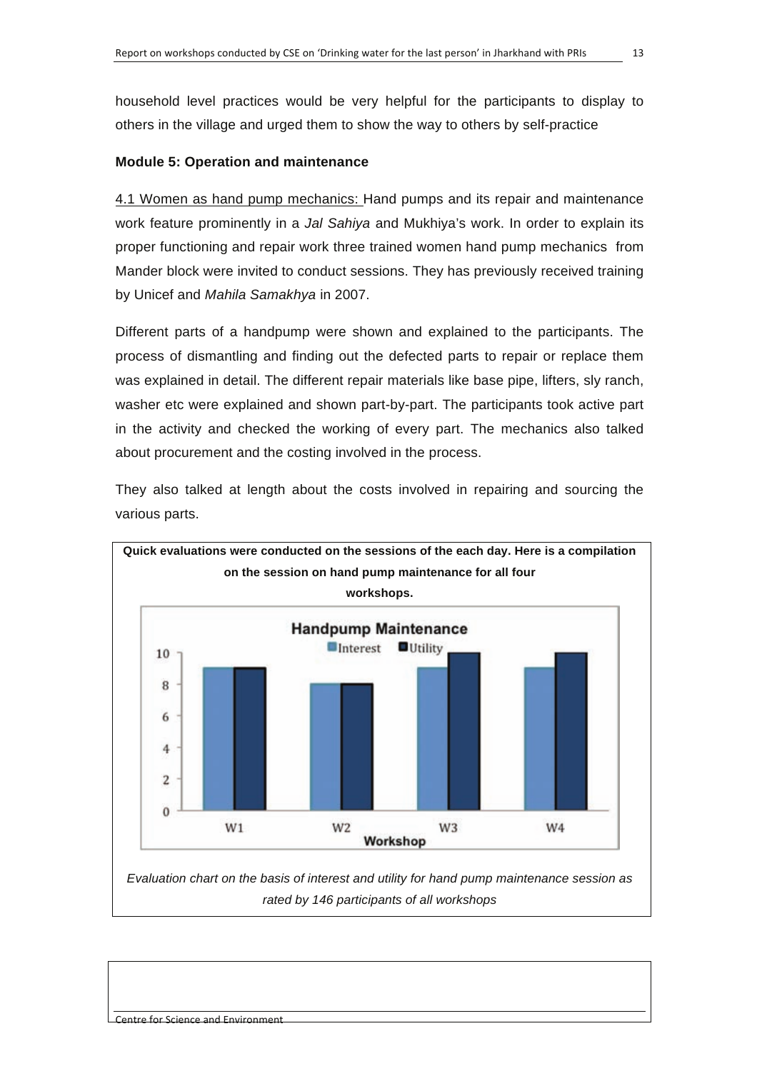household level practices would be very helpful for the participants to display to others in the village and urged them to show the way to others by self-practice

**Module 5: Operation and maintenance**

4.1 Women as hand pump mechanics: Hand pumps and its repair and maintenance work feature prominently in a *Jal Sahiya* and Mukhiya's work. In order to explain its proper functioning and repair work three trained women hand pump mechanics from Mander block were invited to conduct sessions. They has previously received training by Unicef and *Mahila Samakhya* in 2007.

Different parts of a handpump were shown and explained to the participants. The process of dismantling and finding out the defected parts to repair or replace them was explained in detail. The different repair materials like base pipe, lifters, sly ranch, washer etc were explained and shown part-by-part. The participants took active part in the activity and checked the working of every part. The mechanics also talked about procurement and the costing involved in the process.

They also talked at length about the costs involved in repairing and sourcing the various parts.

**Quick evaluations were conducted on the sessions of the each day. Here is a compilation on the session on hand pump maintenance for all four workshops.**

**Handpump Maintenance**

| Workshop | Interest | Utility |
|---|---|---|
| W1 | 9 | 9 |
| W2 | 8 | 8 |
| W3 | 9 | 10 |
| W4 | 9 | 10 |

*Evaluation chart on the basis of interest and utility for hand pump maintenance session as rated by 146 participants of all workshops*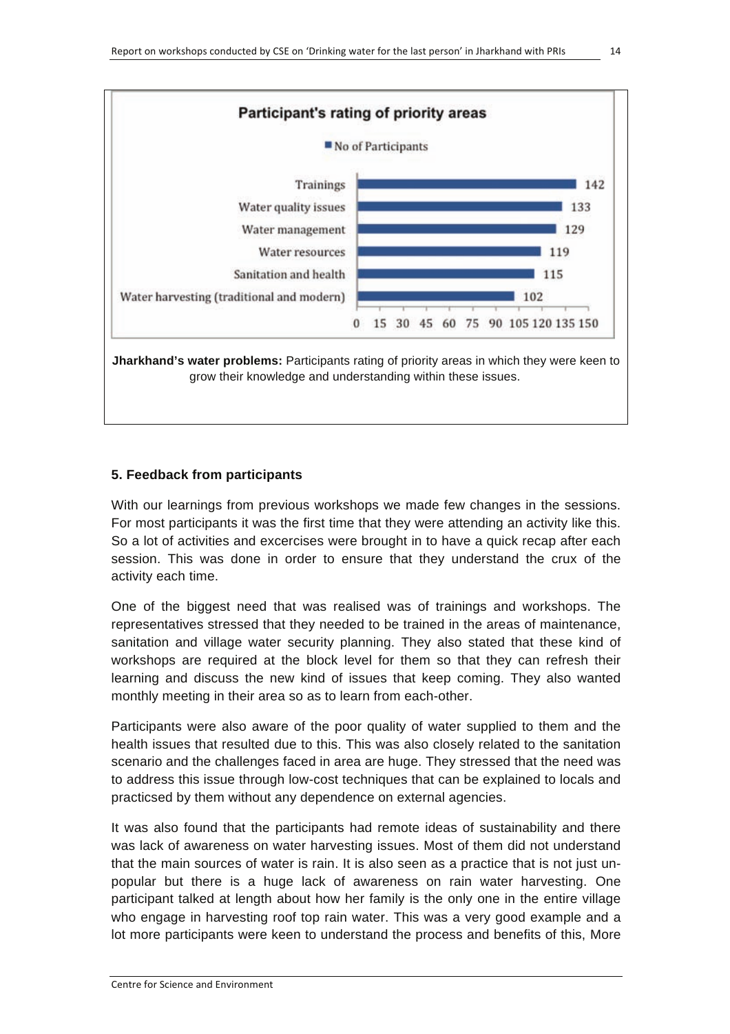**Participant's rating of priority areas**

| Priority area | No of Participants |
|---|---|
| Trainings | 142 |
| Water quality issues | 133 |
| Water management | 129 |
| Water resources | 119 |
| Sanitation and health | 115 |
| Water harvesting (traditional and modern) | 102 |

**Jharkhand's water problems:** Participants rating of priority areas in which they were keen to grow their knowledge and understanding within these issues.

## 5. Feedback from participants

With our learnings from previous workshops we made few changes in the sessions. For most participants it was the first time that they were attending an activity like this. So a lot of activities and excercises were brought in to have a quick recap after each session. This was done in order to ensure that they understand the crux of the activity each time.

One of the biggest need that was realised was of trainings and workshops. The representatives stressed that they needed to be trained in the areas of maintenance, sanitation and village water security planning. They also stated that these kind of workshops are required at the block level for them so that they can refresh their learning and discuss the new kind of issues that keep coming. They also wanted monthly meeting in their area so as to learn from each-other.

Participants were also aware of the poor quality of water supplied to them and the health issues that resulted due to this. This was also closely related to the sanitation scenario and the challenges faced in area are huge. They stressed that the need was to address this issue through low-cost techniques that can be explained to locals and practicsed by them without any dependence on external agencies.

It was also found that the participants had remote ideas of sustainability and there was lack of awareness on water harvesting issues. Most of them did not understand that the main sources of water is rain. It is also seen as a practice that is not just un-popular but there is a huge lack of awareness on rain water harvesting. One participant talked at length about how her family is the only one in the entire village who engage in harvesting roof top rain water. This was a very good example and a lot more participants were keen to understand the process and benefits of this, More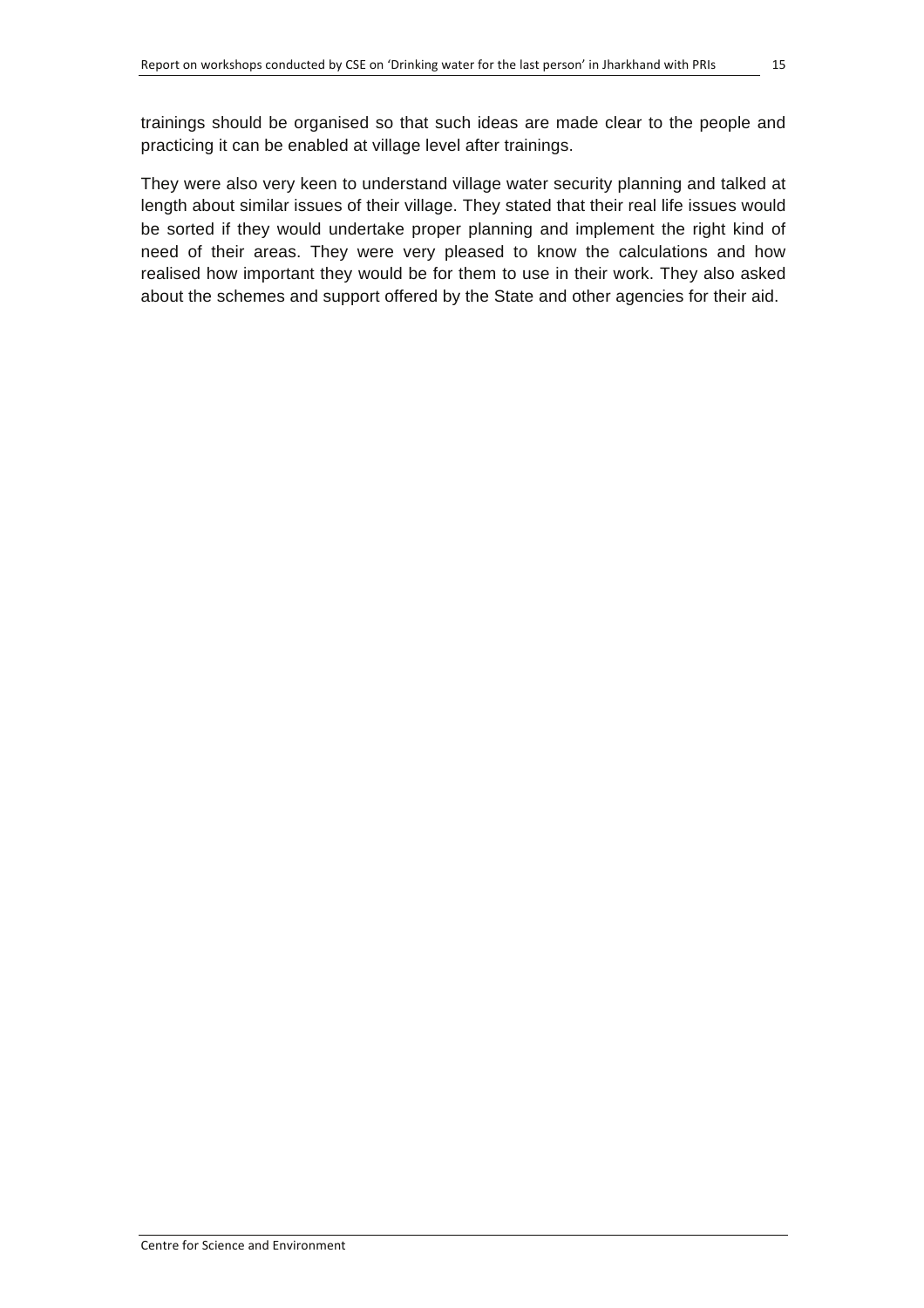trainings should be organised so that such ideas are made clear to the people and practicing it can be enabled at village level after trainings.

They were also very keen to understand village water security planning and talked at length about similar issues of their village. They stated that their real life issues would be sorted if they would undertake proper planning and implement the right kind of need of their areas. They were very pleased to know the calculations and how realised how important they would be for them to use in their work. They also asked about the schemes and support offered by the State and other agencies for their aid.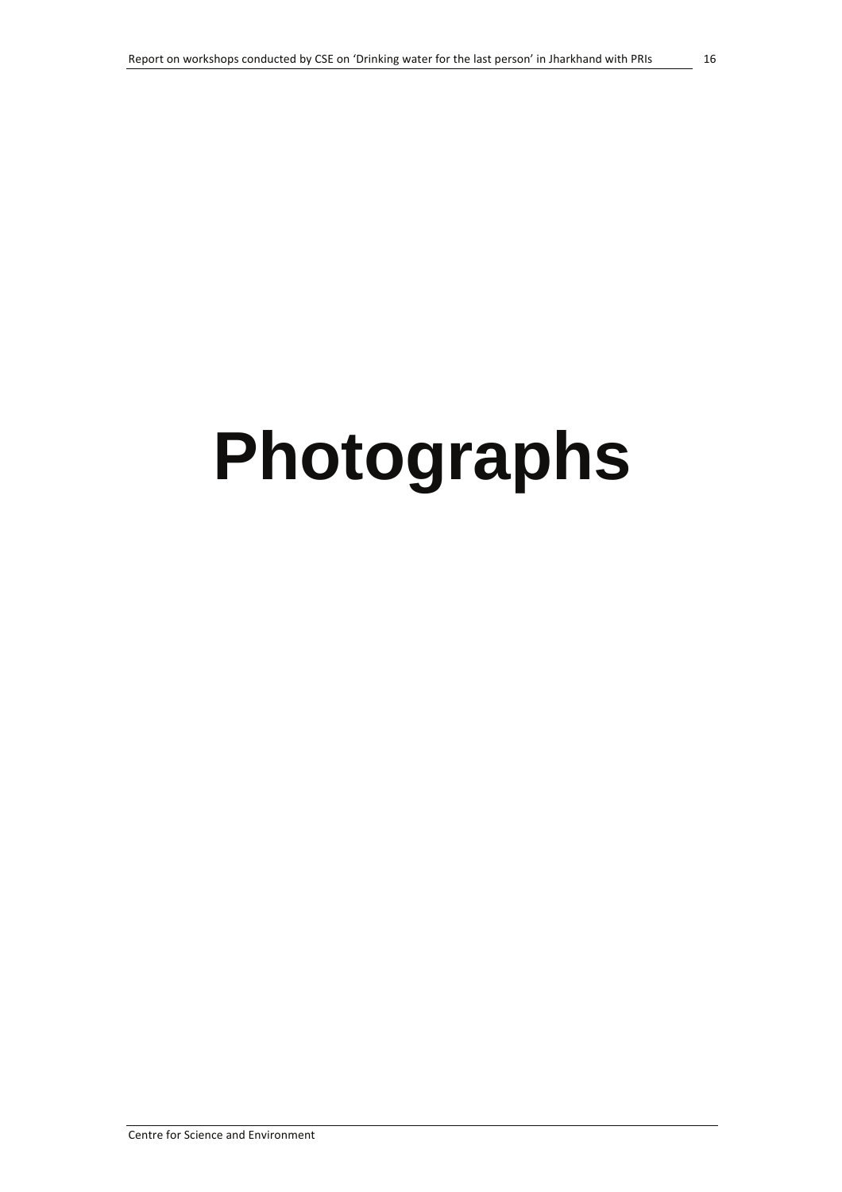# Photographs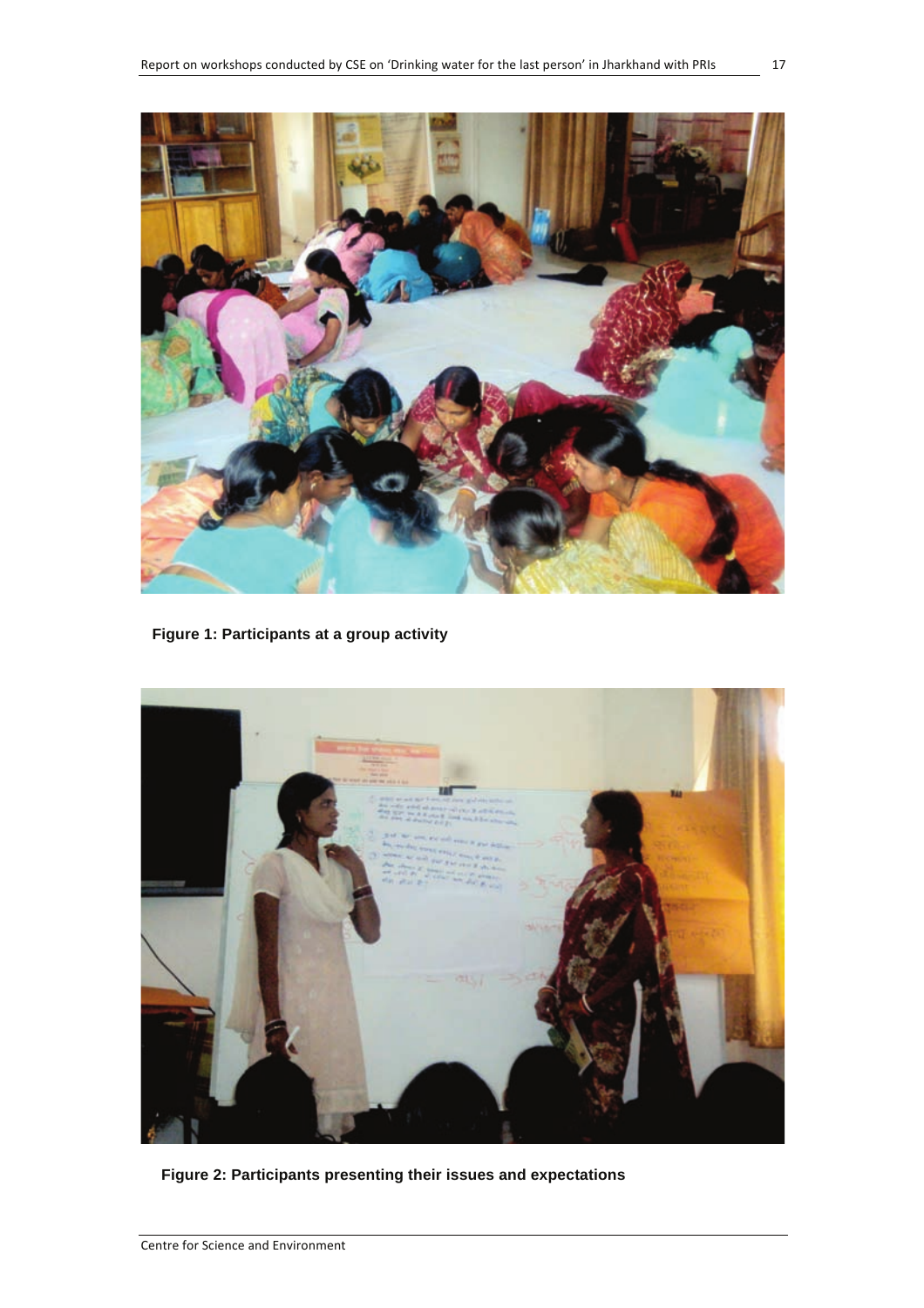Figure 1: Participants at a group activity

Figure 2: Participants presenting their issues and expectations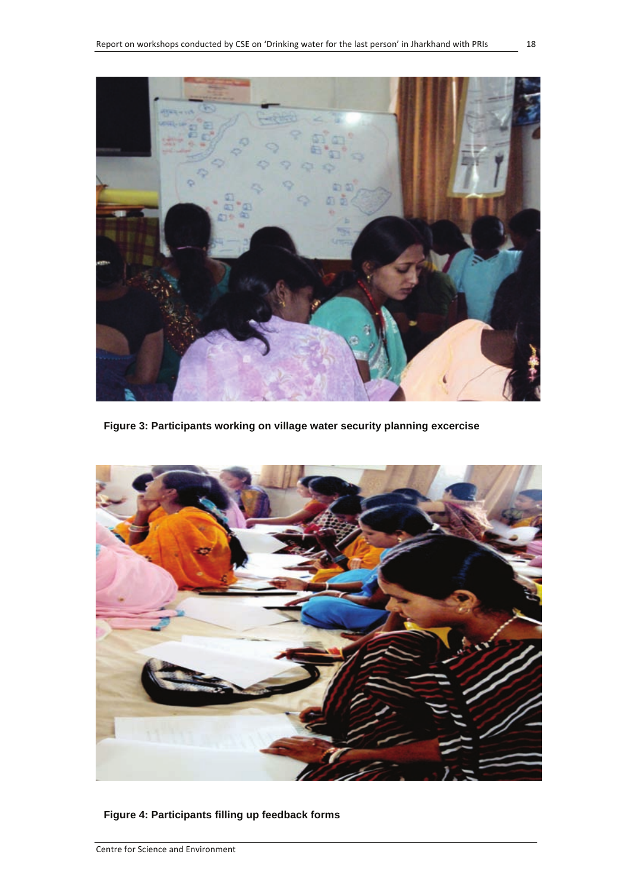**Figure 3: Participants working on village water security planning excercise**

**Figure 4: Participants filling up feedback forms**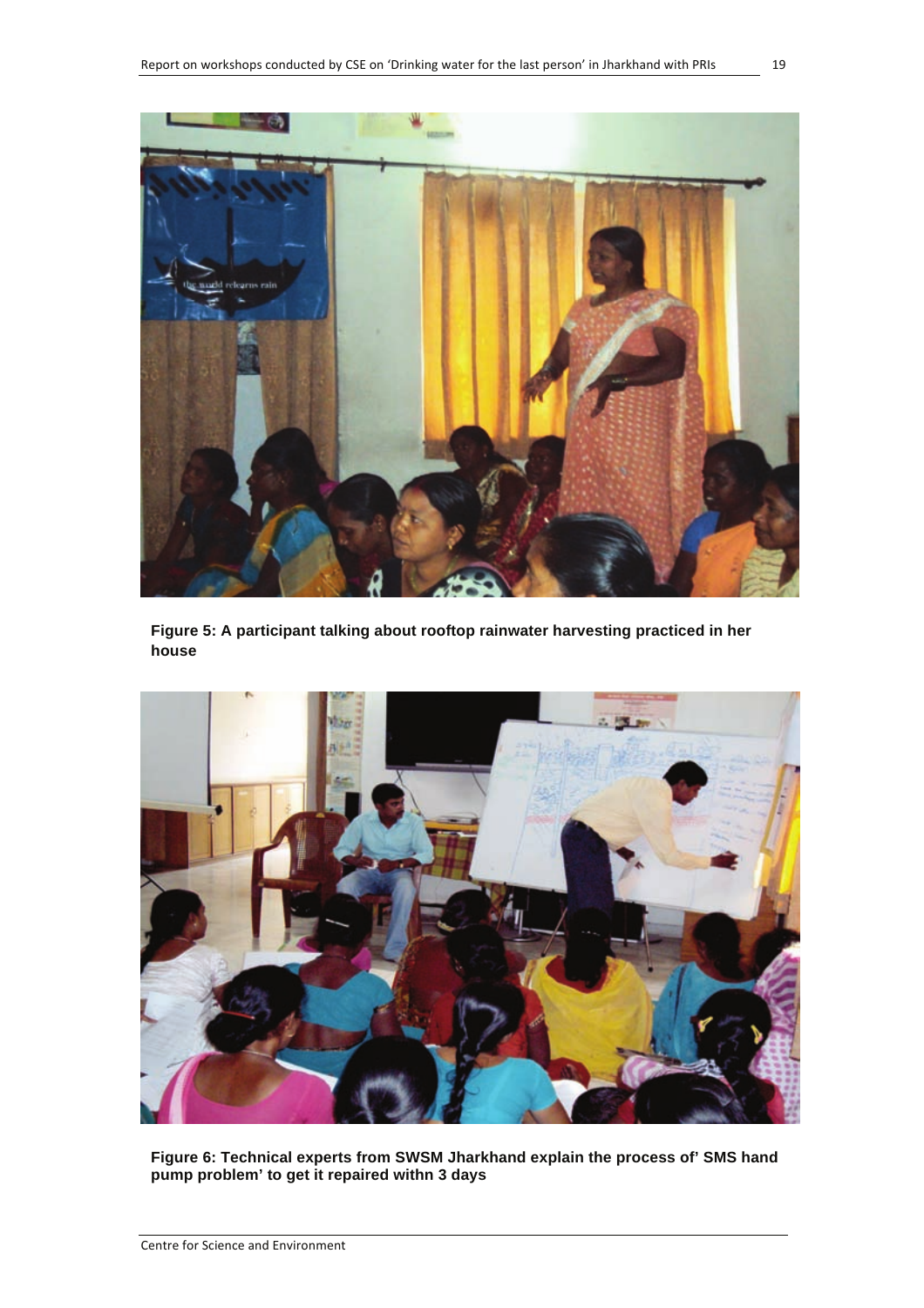**Figure 5: A participant talking about rooftop rainwater harvesting practiced in her house**

**Figure 6: Technical experts from SWSM Jharkhand explain the process of' SMS hand pump problem' to get it repaired withn 3 days**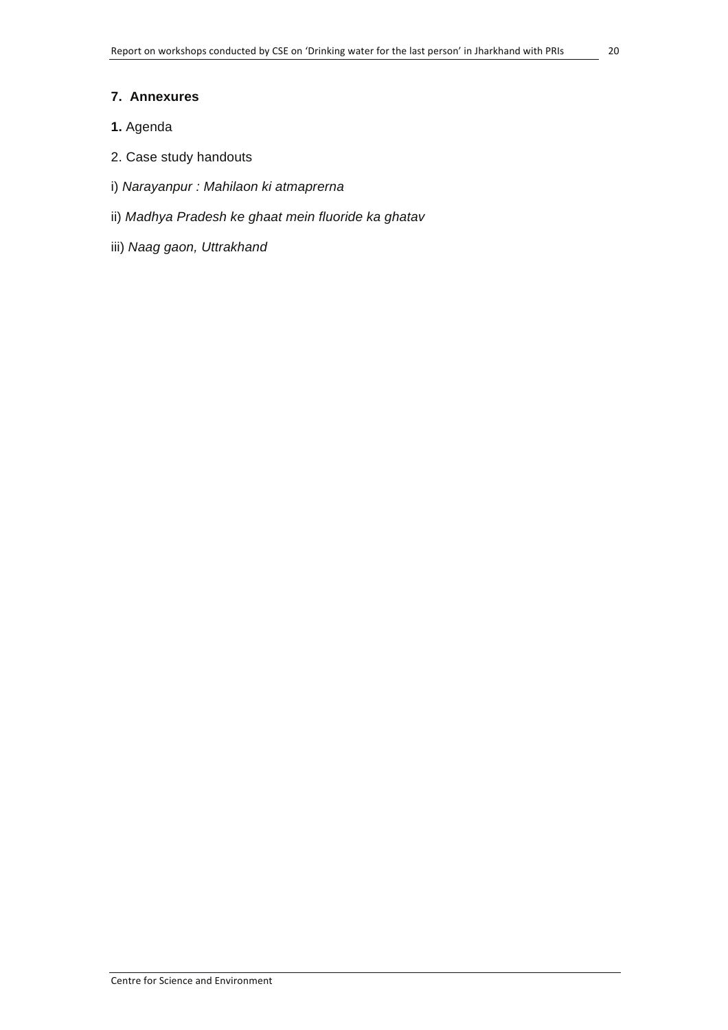## 7. Annexures

**1.** Agenda

2. Case study handouts

i) *Narayanpur : Mahilaon ki atmaprerna*

ii) *Madhya Pradesh ke ghaat mein fluoride ka ghatav*

iii) *Naag gaon, Uttrakhand*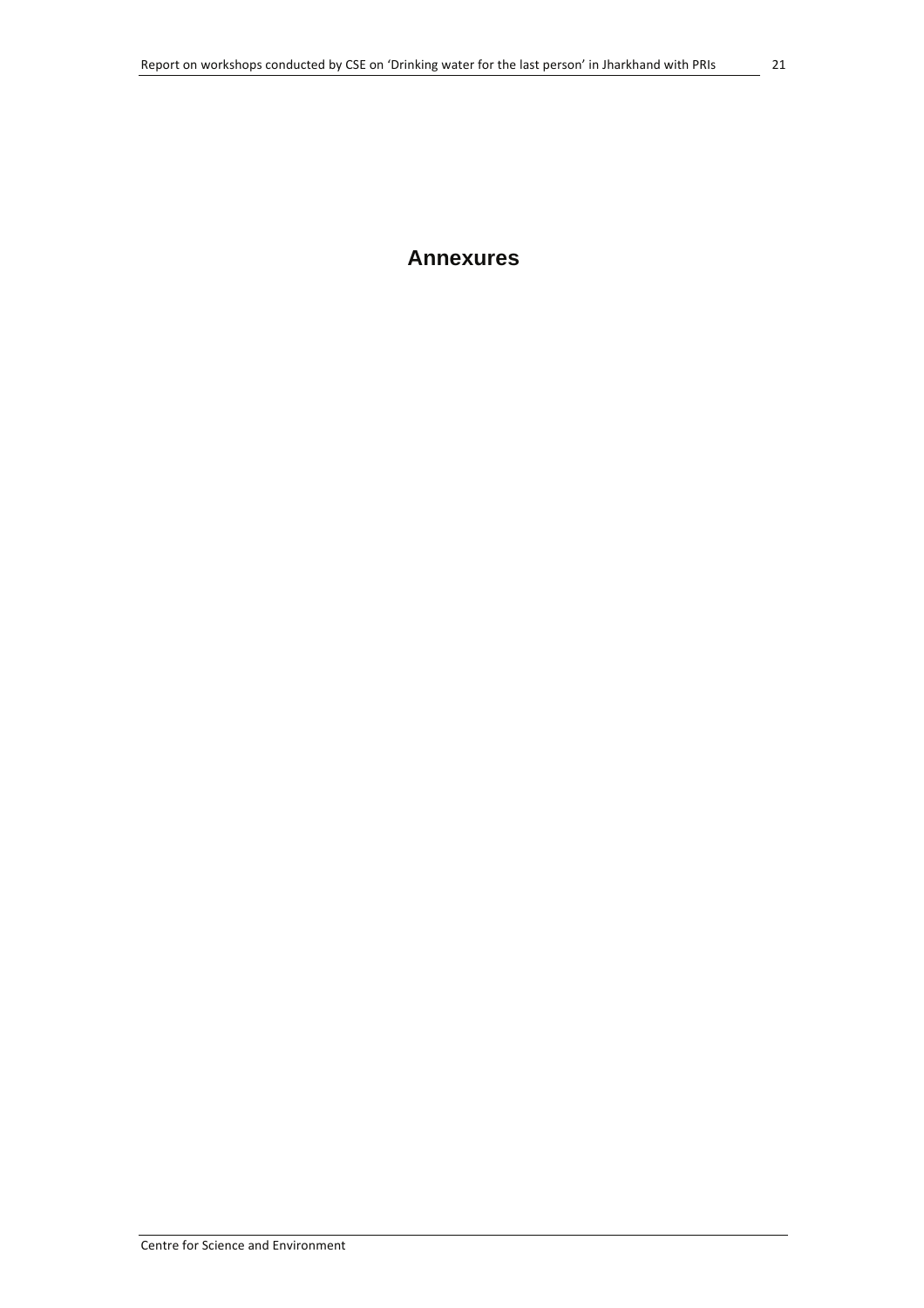# Annexures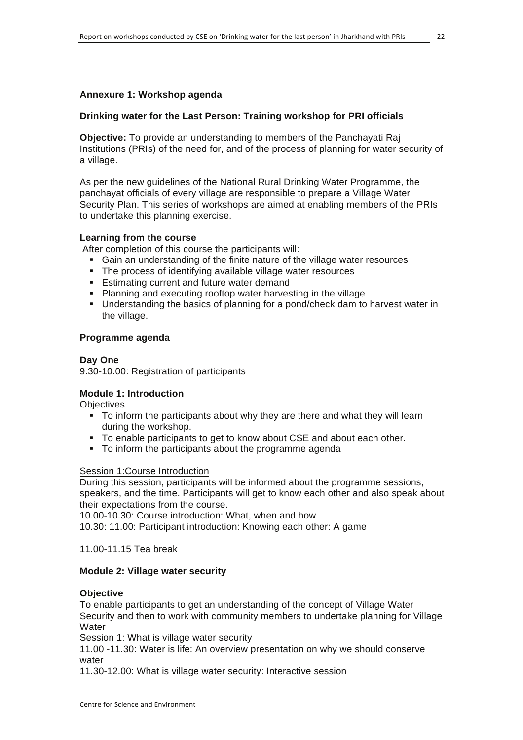**Annexure 1: Workshop agenda**

**Drinking water for the Last Person: Training workshop for PRI officials**

**Objective:** To provide an understanding to members of the Panchayati Raj Institutions (PRIs) of the need for, and of the process of planning for water security of a village.

As per the new guidelines of the National Rural Drinking Water Programme, the panchayat officials of every village are responsible to prepare a Village Water Security Plan. This series of workshops are aimed at enabling members of the PRIs to undertake this planning exercise.

**Learning from the course**

After completion of this course the participants will:

- Gain an understanding of the finite nature of the village water resources
- The process of identifying available village water resources
- Estimating current and future water demand
- Planning and executing rooftop water harvesting in the village
- Understanding the basics of planning for a pond/check dam to harvest water in the village.

**Programme agenda**

**Day One**

9.30-10.00: Registration of participants

**Module 1: Introduction**

Objectives

- To inform the participants about why they are there and what they will learn during the workshop.
- To enable participants to get to know about CSE and about each other.
- To inform the participants about the programme agenda

Session 1:Course Introduction

During this session, participants will be informed about the programme sessions, speakers, and the time. Participants will get to know each other and also speak about their expectations from the course.

10.00-10.30: Course introduction: What, when and how

10.30: 11.00: Participant introduction: Knowing each other: A game

11.00-11.15 Tea break

**Module 2: Village water security**

**Objective**

To enable participants to get an understanding of the concept of Village Water Security and then to work with community members to undertake planning for Village Water

Session 1: What is village water security

11.00 -11.30: Water is life: An overview presentation on why we should conserve water

11.30-12.00: What is village water security: Interactive session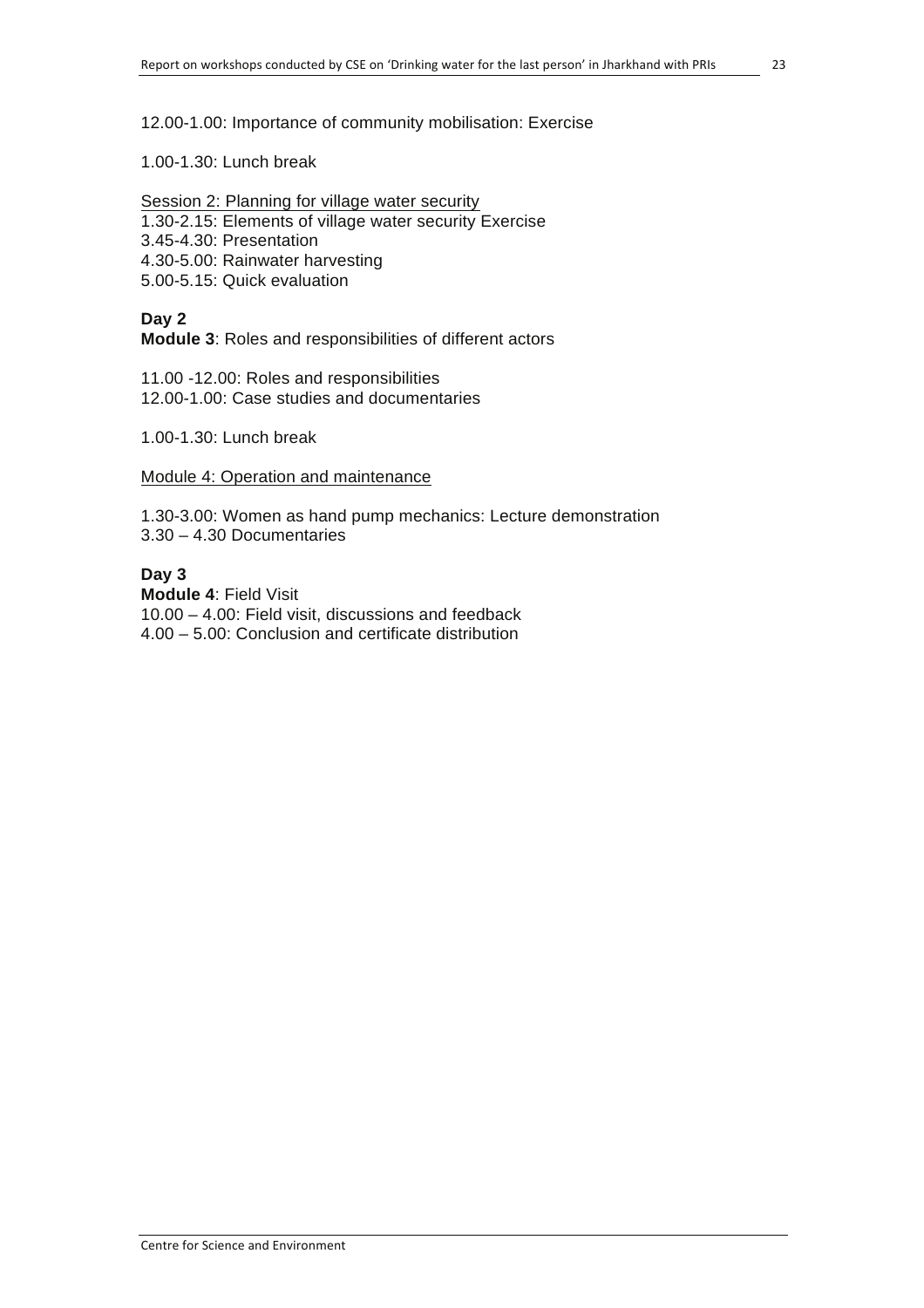12.00-1.00: Importance of community mobilisation: Exercise

1.00-1.30: Lunch break

Session 2: Planning for village water security
1.30-2.15: Elements of village water security Exercise
3.45-4.30: Presentation
4.30-5.00: Rainwater harvesting
5.00-5.15: Quick evaluation

**Day 2**
**Module 3**: Roles and responsibilities of different actors

11.00 -12.00: Roles and responsibilities
12.00-1.00: Case studies and documentaries

1.00-1.30: Lunch break

Module 4: Operation and maintenance

1.30-3.00: Women as hand pump mechanics: Lecture demonstration
3.30 – 4.30 Documentaries

**Day 3**
**Module 4**: Field Visit
10.00 – 4.00: Field visit, discussions and feedback
4.00 – 5.00: Conclusion and certificate distribution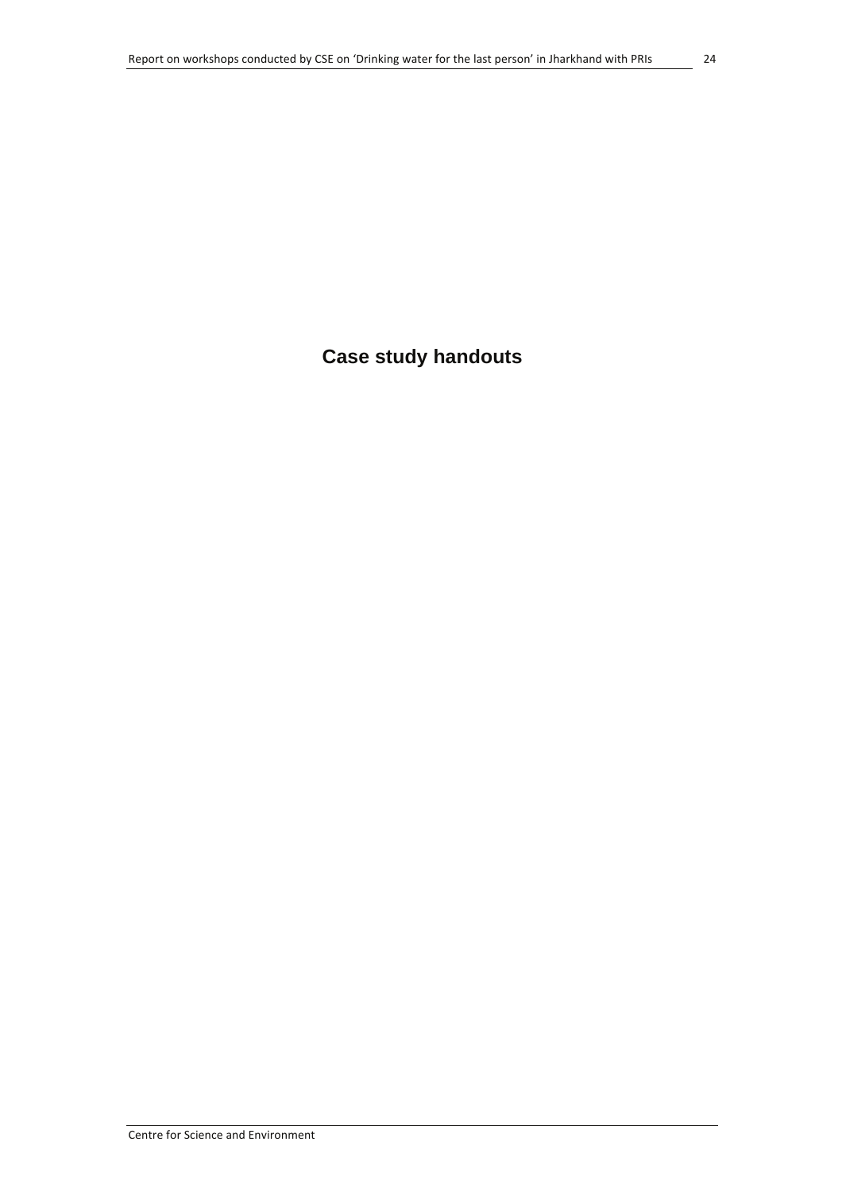# Case study handouts